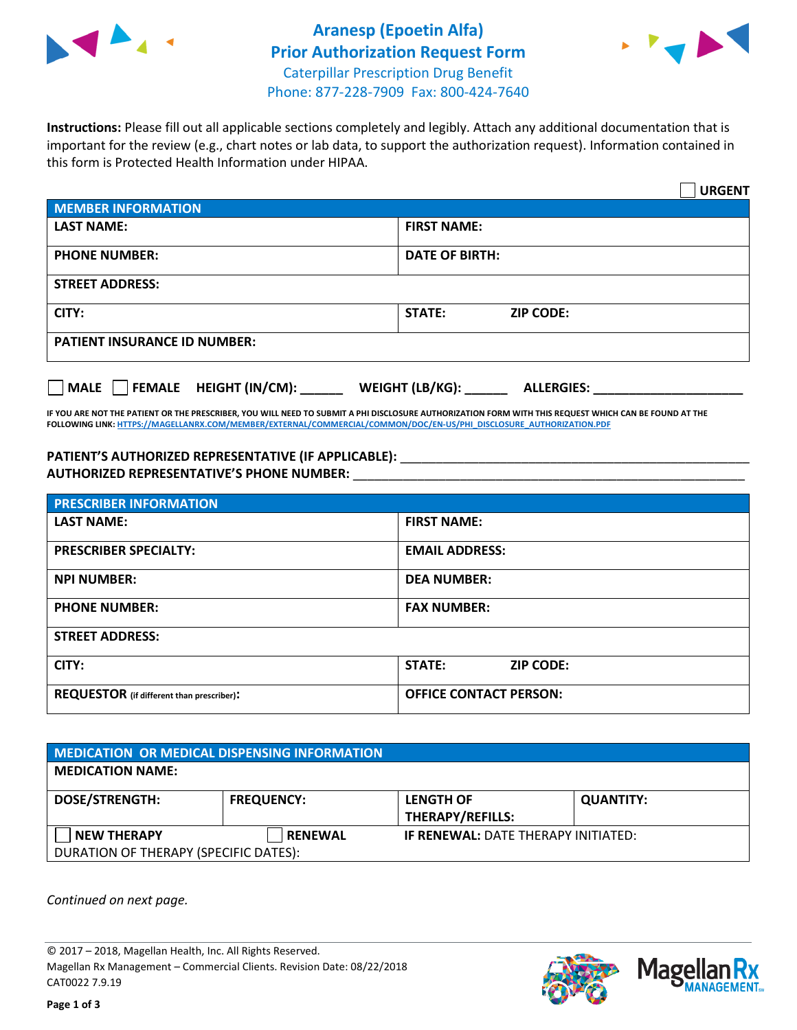# Aranesp (Epoetin Alfa)
# Prior Authorization Request Form

Caterpillar Prescription Drug Benefit
Phone: 877-228-7909 Fax: 800-424-7640

**Instructions:** Please fill out all applicable sections completely and legibly. Attach any additional documentation that is important for the review (e.g., chart notes or lab data, to support the authorization request). Information contained in this form is Protected Health Information under HIPAA.

☐ **URGENT**

| MEMBER INFORMATION | |
|---|---|
| **LAST NAME:** | **FIRST NAME:** |
| **PHONE NUMBER:** | **DATE OF BIRTH:** |
| **STREET ADDRESS:** | |
| **CITY:** | **STATE:** **ZIP CODE:** |
| **PATIENT INSURANCE ID NUMBER:** | |

☐ **MALE** ☐ **FEMALE** **HEIGHT (IN/CM):** ______ **WEIGHT (LB/KG):** ______ **ALLERGIES:** ____________________

**IF YOU ARE NOT THE PATIENT OR THE PRESCRIBER, YOU WILL NEED TO SUBMIT A PHI DISCLOSURE AUTHORIZATION FORM WITH THIS REQUEST WHICH CAN BE FOUND AT THE FOLLOWING LINK: HTTPS://MAGELLANRX.COM/MEMBER/EXTERNAL/COMMERCIAL/COMMON/DOC/EN-US/PHI_DISCLOSURE_AUTHORIZATION.PDF**

**PATIENT'S AUTHORIZED REPRESENTATIVE (IF APPLICABLE):** ____________________________________________
**AUTHORIZED REPRESENTATIVE'S PHONE NUMBER:** ____________________________________________

| PRESCRIBER INFORMATION | |
|---|---|
| **LAST NAME:** | **FIRST NAME:** |
| **PRESCRIBER SPECIALTY:** | **EMAIL ADDRESS:** |
| **NPI NUMBER:** | **DEA NUMBER:** |
| **PHONE NUMBER:** | **FAX NUMBER:** |
| **STREET ADDRESS:** | |
| **CITY:** | **STATE:** **ZIP CODE:** |
| **REQUESTOR** (if different than prescriber)**:** | **OFFICE CONTACT PERSON:** |

| MEDICATION OR MEDICAL DISPENSING INFORMATION | | | |
|---|---|---|---|
| **MEDICATION NAME:** | | | |
| **DOSE/STRENGTH:** | **FREQUENCY:** | **LENGTH OF THERAPY/REFILLS:** | **QUANTITY:** |
| ☐ **NEW THERAPY** | ☐ **RENEWAL** | **IF RENEWAL:** DATE THERAPY INITIATED: | |
| DURATION OF THERAPY (SPECIFIC DATES): | | | |

*Continued on next page.*

© 2017 – 2018, Magellan Health, Inc. All Rights Reserved.
Magellan Rx Management – Commercial Clients. Revision Date: 08/22/2018
CAT0022 7.9.19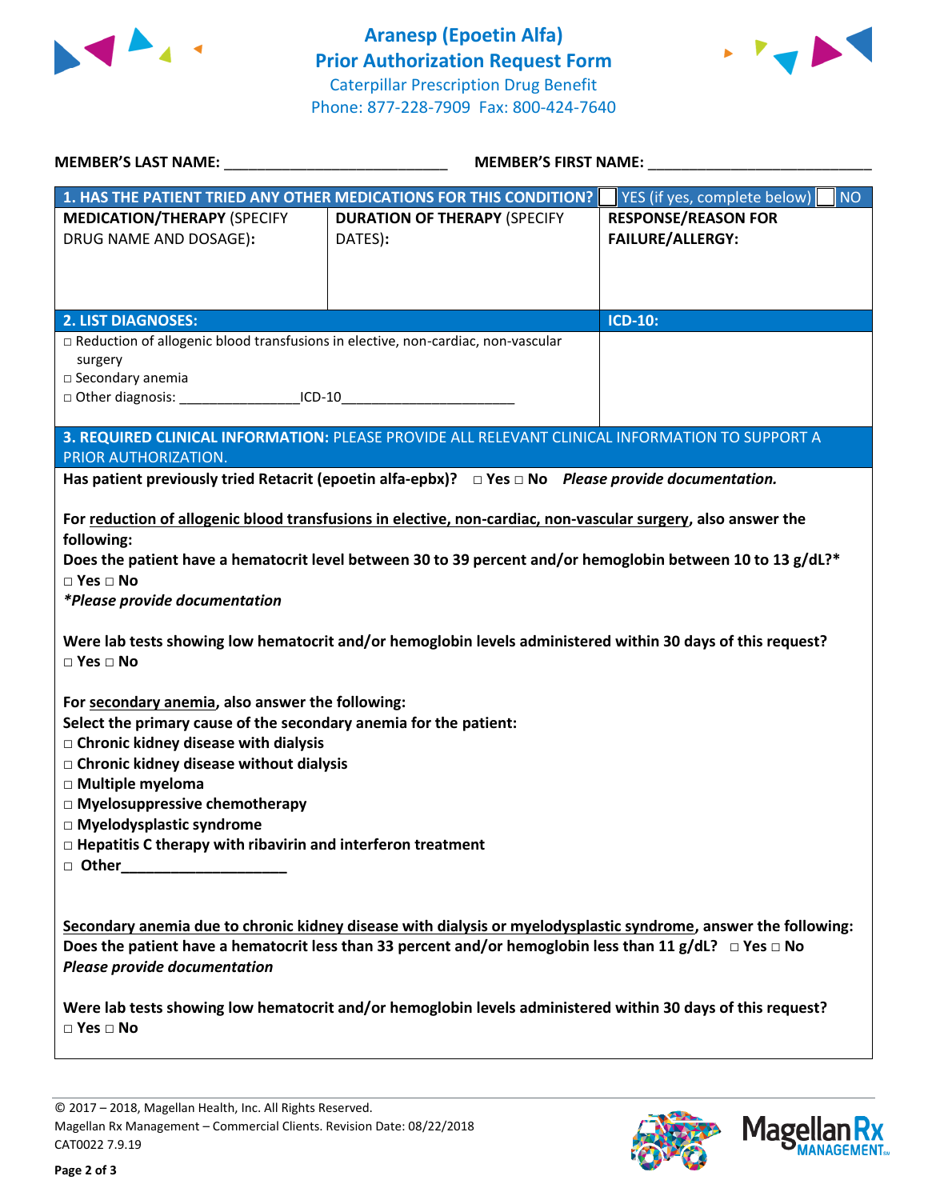# Aranesp (Epoetin Alfa)
# Prior Authorization Request Form

Caterpillar Prescription Drug Benefit
Phone: 877-228-7909 Fax: 800-424-7640

**MEMBER'S LAST NAME:** ___________________________ **MEMBER'S FIRST NAME:** ___________________________

| **1. HAS THE PATIENT TRIED ANY OTHER MEDICATIONS FOR THIS CONDITION?** | | ☐ YES (if yes, complete below) ☐ NO |
|---|---|---|
| **MEDICATION/THERAPY** (SPECIFY DRUG NAME AND DOSAGE): | **DURATION OF THERAPY** (SPECIFY DATES): | **RESPONSE/REASON FOR FAILURE/ALLERGY:** |
| | | |

| **2. LIST DIAGNOSES:** | **ICD-10:** |
|---|---|
| □ Reduction of allogenic blood transfusions in elective, non-cardiac, non-vascular surgery<br>□ Secondary anemia<br>□ Other diagnosis: ________________ICD-10________________________ | |

**3. REQUIRED CLINICAL INFORMATION:** PLEASE PROVIDE ALL RELEVANT CLINICAL INFORMATION TO SUPPORT A PRIOR AUTHORIZATION.

**Has patient previously tried Retacrit (epoetin alfa-epbx)?** □ **Yes** □ **No** ***Please provide documentation.***

**For reduction of allogenic blood transfusions in elective, non-cardiac, non-vascular surgery, also answer the following:**
**Does the patient have a hematocrit level between 30 to 39 percent and/or hemoglobin between 10 to 13 g/dL?***
□ **Yes** □ **No**
***Please provide documentation***

**Were lab tests showing low hematocrit and/or hemoglobin levels administered within 30 days of this request?**
□ **Yes** □ **No**

**For secondary anemia, also answer the following:**
**Select the primary cause of the secondary anemia for the patient:**
□ **Chronic kidney disease with dialysis**
□ **Chronic kidney disease without dialysis**
□ **Multiple myeloma**
□ **Myelosuppressive chemotherapy**
□ **Myelodysplastic syndrome**
□ **Hepatitis C therapy with ribavirin and interferon treatment**
□ **Other____________________**

**Secondary anemia due to chronic kidney disease with dialysis or myelodysplastic syndrome, answer the following:**
**Does the patient have a hematocrit less than 33 percent and/or hemoglobin less than 11 g/dL?** □ **Yes** □ **No**
***Please provide documentation***

**Were lab tests showing low hematocrit and/or hemoglobin levels administered within 30 days of this request?**
□ **Yes** □ **No**

© 2017 – 2018, Magellan Health, Inc. All Rights Reserved.
Magellan Rx Management – Commercial Clients. Revision Date: 08/22/2018
CAT0022 7.9.19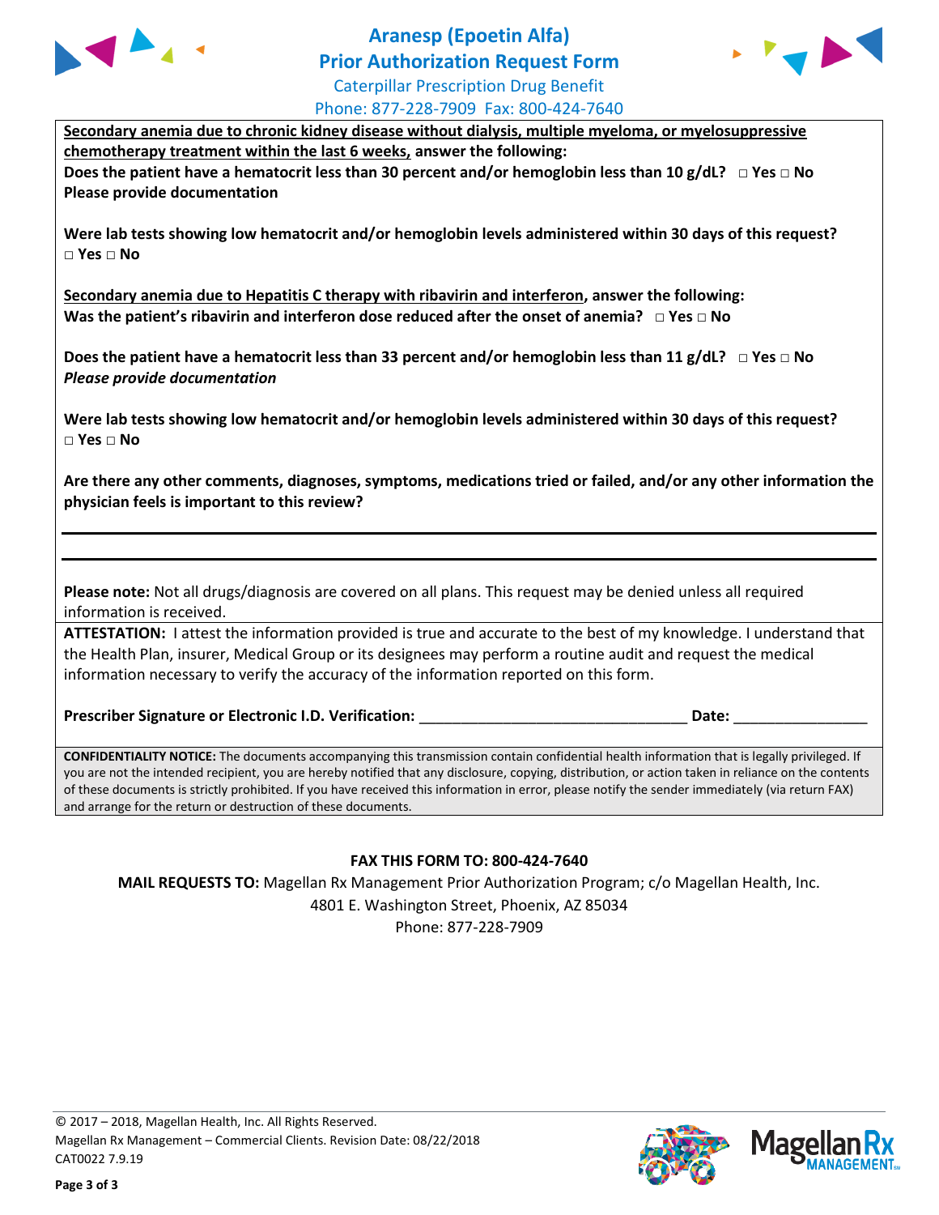# Aranesp (Epoetin Alfa)
## Prior Authorization Request Form

Caterpillar Prescription Drug Benefit
Phone: 877-228-7909 Fax: 800-424-7640

**Secondary anemia due to chronic kidney disease without dialysis, multiple myeloma, or myelosuppressive chemotherapy treatment within the last 6 weeks,** **answer the following:**

**Does the patient have a hematocrit less than 30 percent and/or hemoglobin less than 10 g/dL? □ Yes □ No**
**Please provide documentation**

**Were lab tests showing low hematocrit and/or hemoglobin levels administered within 30 days of this request? □ Yes □ No**

**Secondary anemia due to Hepatitis C therapy with ribavirin and interferon, answer the following:**
**Was the patient's ribavirin and interferon dose reduced after the onset of anemia? □ Yes □ No**

**Does the patient have a hematocrit less than 33 percent and/or hemoglobin less than 11 g/dL? □ Yes □ No**
***Please provide documentation***

**Were lab tests showing low hematocrit and/or hemoglobin levels administered within 30 days of this request? □ Yes □ No**

**Are there any other comments, diagnoses, symptoms, medications tried or failed, and/or any other information the physician feels is important to this review?**

---

---

**Please note:** Not all drugs/diagnosis are covered on all plans. This request may be denied unless all required information is received.

**ATTESTATION:** I attest the information provided is true and accurate to the best of my knowledge. I understand that the Health Plan, insurer, Medical Group or its designees may perform a routine audit and request the medical information necessary to verify the accuracy of the information reported on this form.

**Prescriber Signature or Electronic I.D. Verification:** ________________________________ **Date:** ________________

**CONFIDENTIALITY NOTICE:** The documents accompanying this transmission contain confidential health information that is legally privileged. If you are not the intended recipient, you are hereby notified that any disclosure, copying, distribution, or action taken in reliance on the contents of these documents is strictly prohibited. If you have received this information in error, please notify the sender immediately (via return FAX) and arrange for the return or destruction of these documents.

**FAX THIS FORM TO: 800-424-7640**

**MAIL REQUESTS TO:** Magellan Rx Management Prior Authorization Program; c/o Magellan Health, Inc.
4801 E. Washington Street, Phoenix, AZ 85034
Phone: 877-228-7909

© 2017 – 2018, Magellan Health, Inc. All Rights Reserved.
Magellan Rx Management – Commercial Clients. Revision Date: 08/22/2018
CAT0022 7.9.19